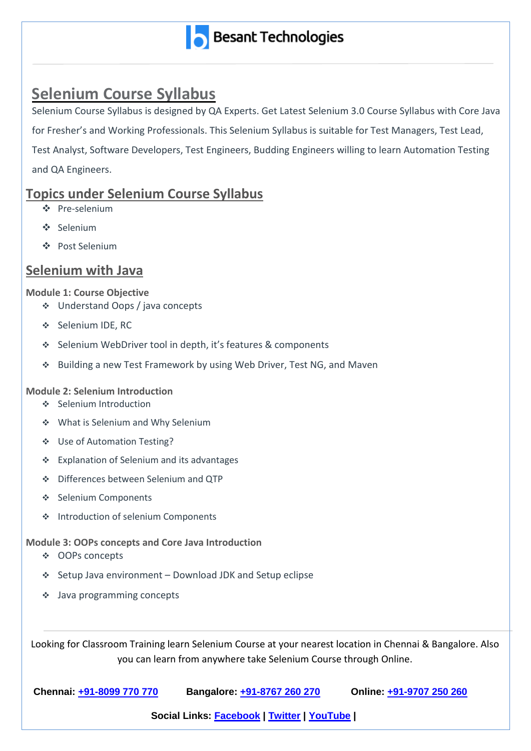# Selenium Course Syllabus

Selenium Course Syllabus is designed by QA Experts. Get Latest Selenium 3.0 Course Syllabus with Core Java for Fresher's and Working Professionals. This Selenium Syllabus is suitable for Test Managers, Test Lead, Test Analyst, Software Developers, Test Engineers, Budding Engineers willing to learn Automation Testing and QA Engineers.

## Topics under Selenium Course Syllabus

- Pre-selenium
- Selenium
- Post Selenium

## Selenium with Java

**Module 1: Course Objective**

- Understand Oops / java concepts
- Selenium IDE, RC
- Selenium WebDriver tool in depth, it's features & components
- Building a new Test Framework by using Web Driver, Test NG, and Maven

**Module 2: Selenium Introduction**

- Selenium Introduction
- What is Selenium and Why Selenium
- Use of Automation Testing?
- Explanation of Selenium and its advantages
- Differences between Selenium and QTP
- Selenium Components
- Introduction of selenium Components

**Module 3: OOPs concepts and Core Java Introduction**

- OOPs concepts
- Setup Java environment – Download JDK and Setup eclipse
- Java programming concepts

---

Looking for Classroom Training learn Selenium Course at your nearest location in Chennai & Bangalore. Also you can learn from anywhere take Selenium Course through Online.

**Chennai: +91-8099 770 770** **Bangalore: +91-8767 260 270** **Online: +91-9707 250 260**

**Social Links: Facebook | Twitter | YouTube |**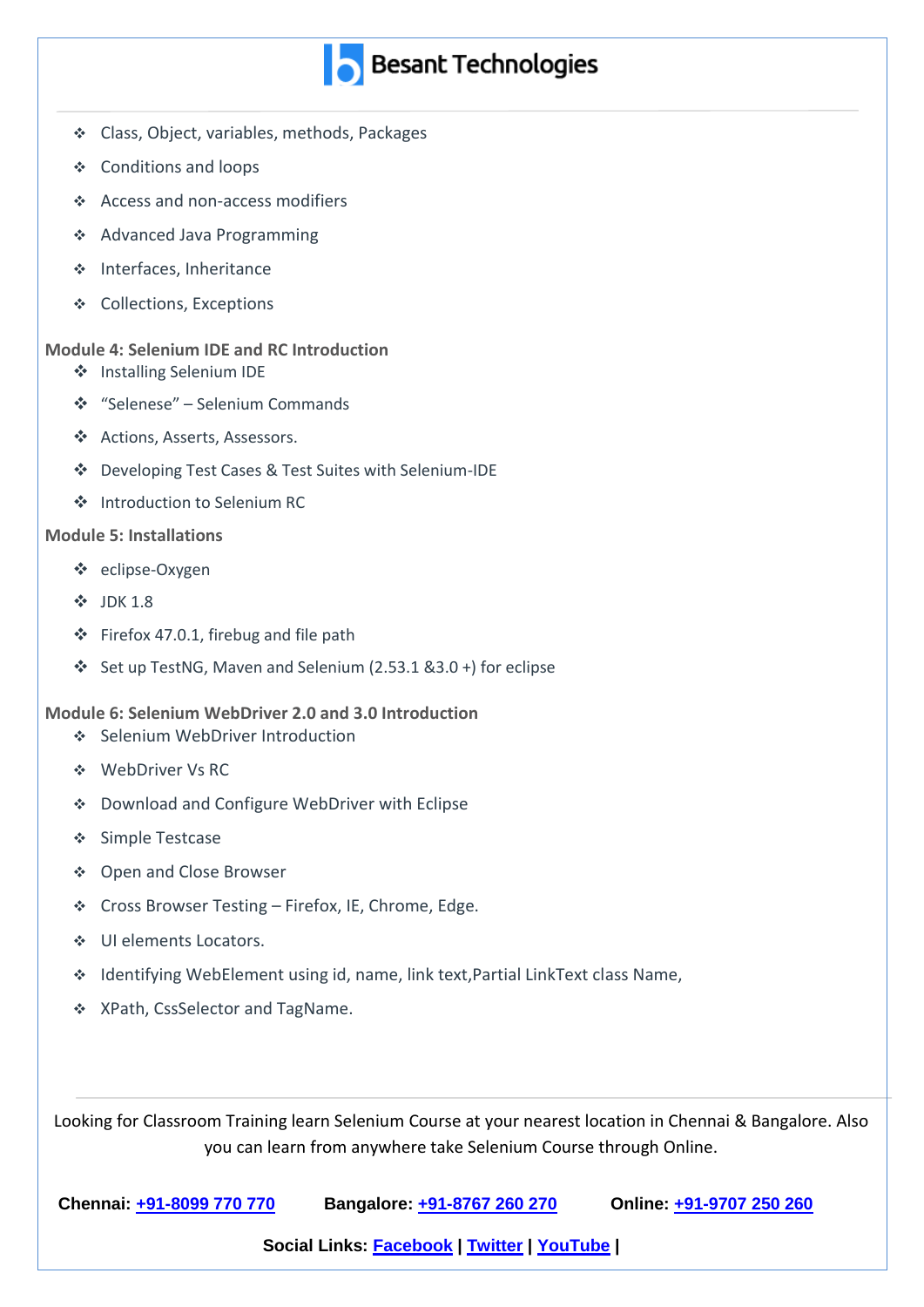- Class, Object, variables, methods, Packages
- Conditions and loops
- Access and non-access modifiers
- Advanced Java Programming
- Interfaces, Inheritance
- Collections, Exceptions

**Module 4: Selenium IDE and RC Introduction**

- Installing Selenium IDE
- "Selenese" – Selenium Commands
- Actions, Asserts, Assessors.
- Developing Test Cases & Test Suites with Selenium-IDE
- Introduction to Selenium RC

**Module 5: Installations**

- eclipse-Oxygen
- JDK 1.8
- Firefox 47.0.1, firebug and file path
- Set up TestNG, Maven and Selenium (2.53.1 &3.0 +) for eclipse

**Module 6: Selenium WebDriver 2.0 and 3.0 Introduction**

- Selenium WebDriver Introduction
- WebDriver Vs RC
- Download and Configure WebDriver with Eclipse
- Simple Testcase
- Open and Close Browser
- Cross Browser Testing – Firefox, IE, Chrome, Edge.
- UI elements Locators.
- Identifying WebElement using id, name, link text,Partial LinkText class Name,
- XPath, CssSelector and TagName.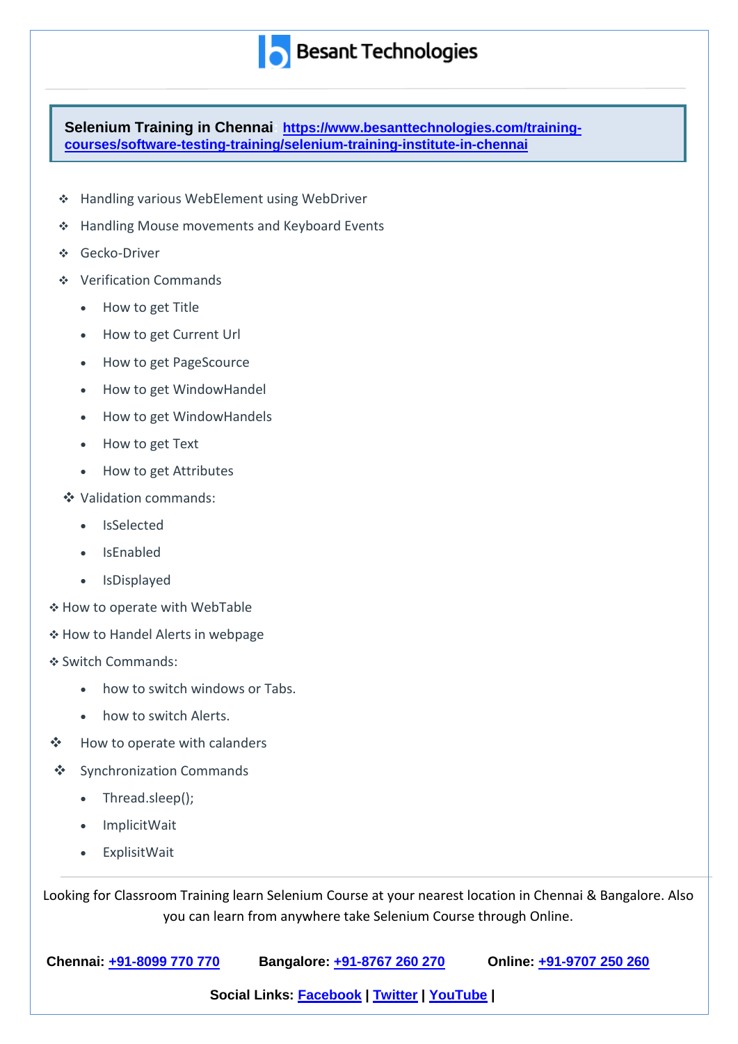**Selenium Training in Chennai**: [https://www.besanttechnologies.com/training-courses/software-testing-training/selenium-training-institute-in-chennai](https://www.besanttechnologies.com/training-courses/software-testing-training/selenium-training-institute-in-chennai)

- Handling various WebElement using WebDriver
- Handling Mouse movements and Keyboard Events
- Gecko-Driver
- Verification Commands
  - How to get Title
  - How to get Current Url
  - How to get PageScource
  - How to get WindowHandel
  - How to get WindowHandels
  - How to get Text
  - How to get Attributes
- Validation commands:
  - IsSelected
  - IsEnabled
  - IsDisplayed
- How to operate with WebTable
- How to Handel Alerts in webpage
- Switch Commands:
  - how to switch windows or Tabs.
  - how to switch Alerts.
- How to operate with calanders
- Synchronization Commands
  - Thread.sleep();
  - ImplicitWait
  - ExplisitWait

Looking for Classroom Training learn Selenium Course at your nearest location in Chennai & Bangalore. Also you can learn from anywhere take Selenium Course through Online.

**Chennai:** +91-8099 770 770 **Bangalore:** +91-8767 260 270 **Online:** +91-9707 250 260

**Social Links:** Facebook | Twitter | YouTube |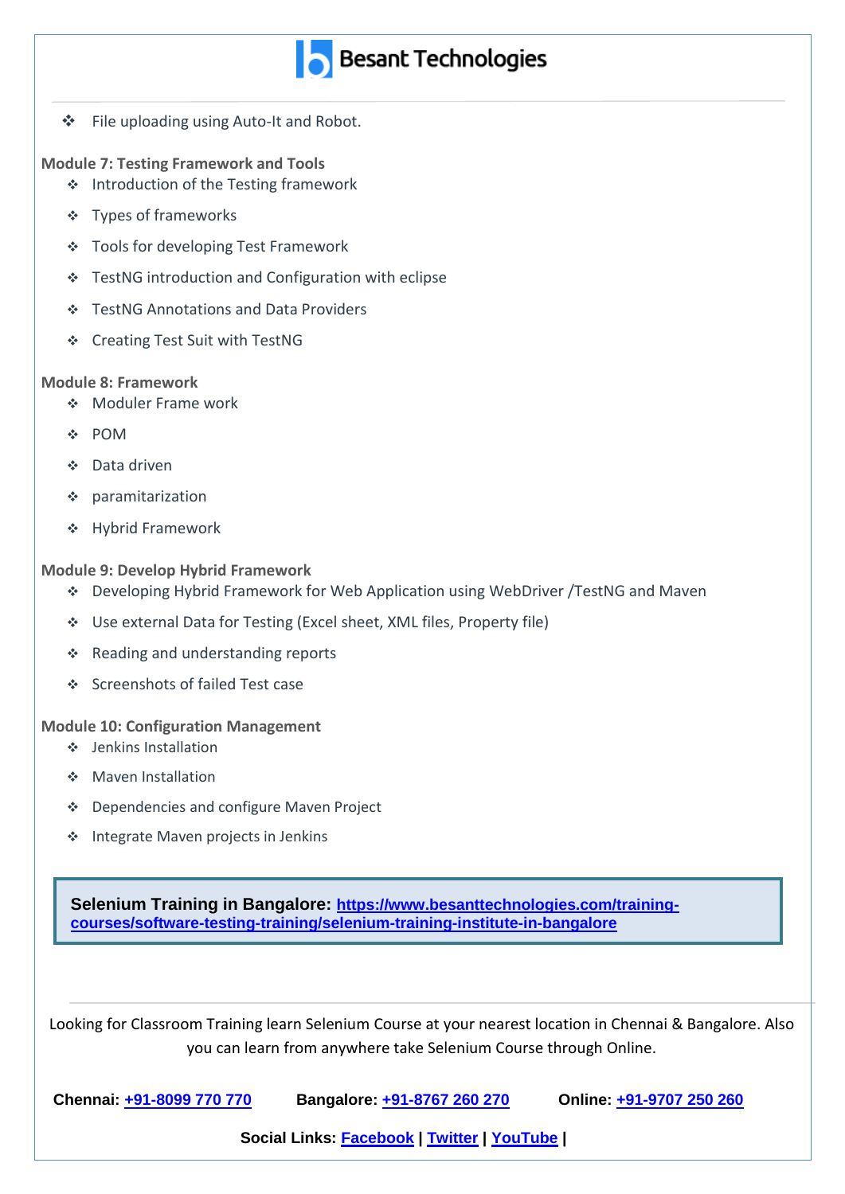- File uploading using Auto-It and Robot.

**Module 7: Testing Framework and Tools**

- Introduction of the Testing framework
- Types of frameworks
- Tools for developing Test Framework
- TestNG introduction and Configuration with eclipse
- TestNG Annotations and Data Providers
- Creating Test Suit with TestNG

**Module 8: Framework**

- Moduler Frame work
- POM
- Data driven
- paramitarization
- Hybrid Framework

**Module 9: Develop Hybrid Framework**

- Developing Hybrid Framework for Web Application using WebDriver /TestNG and Maven
- Use external Data for Testing (Excel sheet, XML files, Property file)
- Reading and understanding reports
- Screenshots of failed Test case

**Module 10: Configuration Management**

- Jenkins Installation
- Maven Installation
- Dependencies and configure Maven Project
- Integrate Maven projects in Jenkins

**Selenium Training in Bangalore:** https://www.besanttechnologies.com/training-courses/software-testing-training/selenium-training-institute-in-bangalore

Looking for Classroom Training learn Selenium Course at your nearest location in Chennai & Bangalore. Also you can learn from anywhere take Selenium Course through Online.

**Chennai:** +91-8099 770 770 **Bangalore:** +91-8767 260 270 **Online:** +91-9707 250 260

**Social Links:** Facebook | Twitter | YouTube |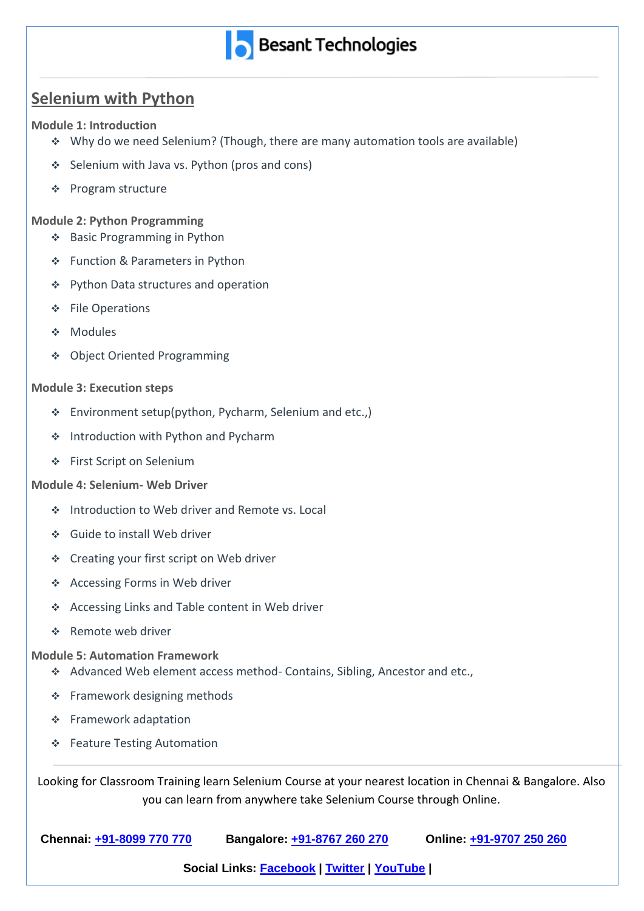## Selenium with Python

**Module 1: Introduction**

- Why do we need Selenium? (Though, there are many automation tools are available)
- Selenium with Java vs. Python (pros and cons)
- Program structure

**Module 2: Python Programming**

- Basic Programming in Python
- Function & Parameters in Python
- Python Data structures and operation
- File Operations
- Modules
- Object Oriented Programming

**Module 3: Execution steps**

- Environment setup(python, Pycharm, Selenium and etc.,)
- Introduction with Python and Pycharm
- First Script on Selenium

**Module 4: Selenium- Web Driver**

- Introduction to Web driver and Remote vs. Local
- Guide to install Web driver
- Creating your first script on Web driver
- Accessing Forms in Web driver
- Accessing Links and Table content in Web driver
- Remote web driver

**Module 5: Automation Framework**

- Advanced Web element access method- Contains, Sibling, Ancestor and etc.,
- Framework designing methods
- Framework adaptation
- Feature Testing Automation

Looking for Classroom Training learn Selenium Course at your nearest location in Chennai & Bangalore. Also you can learn from anywhere take Selenium Course through Online.

**Chennai: +91-8099 770 770** **Bangalore: +91-8767 260 270** **Online: +91-9707 250 260**

**Social Links: Facebook | Twitter | YouTube |**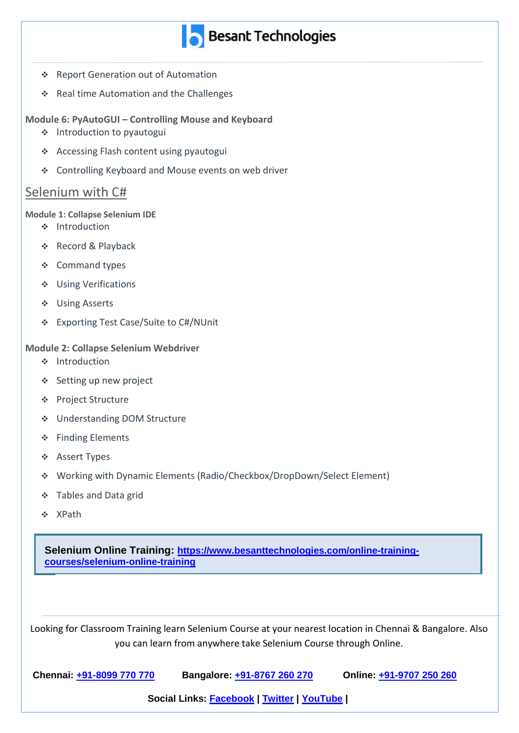- Report Generation out of Automation
- Real time Automation and the Challenges

**Module 6: PyAutoGUI – Controlling Mouse and Keyboard**

- Introduction to pyautogui
- Accessing Flash content using pyautogui
- Controlling Keyboard and Mouse events on web driver

## Selenium with C#

**Module 1: Collapse Selenium IDE**

- Introduction
- Record & Playback
- Command types
- Using Verifications
- Using Asserts
- Exporting Test Case/Suite to C#/NUnit

**Module 2: Collapse Selenium Webdriver**

- Introduction
- Setting up new project
- Project Structure
- Understanding DOM Structure
- Finding Elements
- Assert Types
- Working with Dynamic Elements (Radio/Checkbox/DropDown/Select Element)
- Tables and Data grid
- XPath

**Selenium Online Training:** [https://www.besanttechnologies.com/online-training-courses/selenium-online-training](https://www.besanttechnologies.com/online-training-courses/selenium-online-training)

Looking for Classroom Training learn Selenium Course at your nearest location in Chennai & Bangalore. Also you can learn from anywhere take Selenium Course through Online.

**Chennai:** +91-8099 770 770 **Bangalore:** +91-8767 260 270 **Online:** +91-9707 250 260

**Social Links:** Facebook | Twitter | YouTube |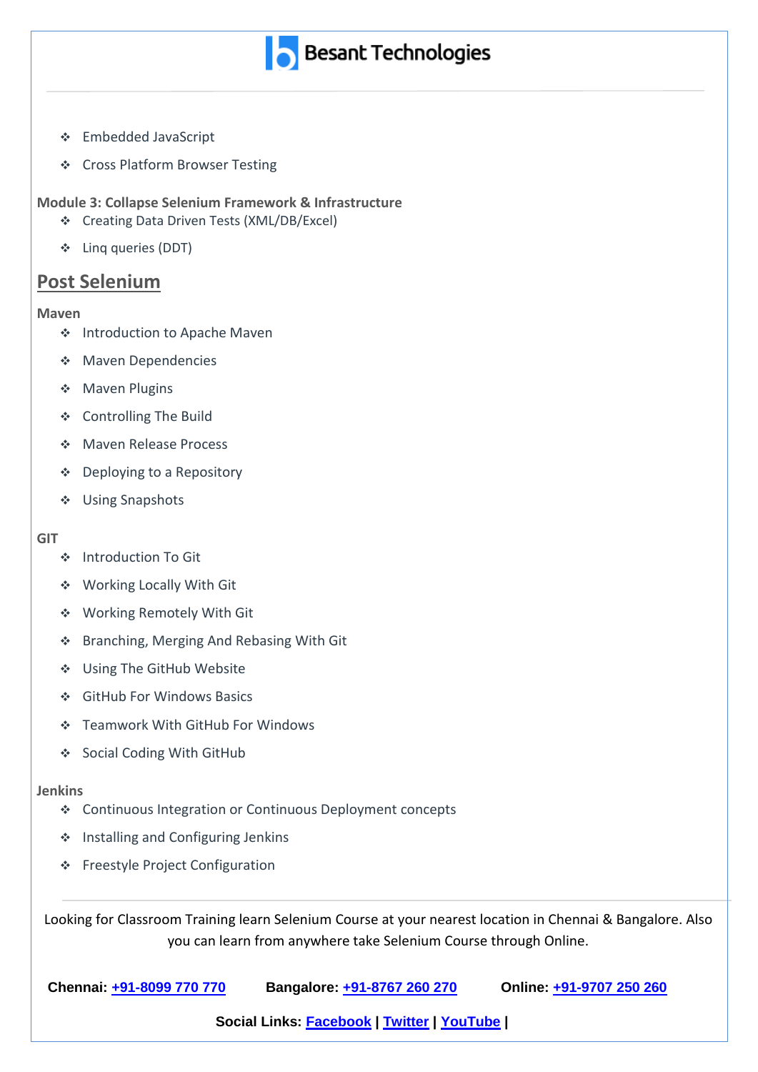- Embedded JavaScript
- Cross Platform Browser Testing

**Module 3: Collapse Selenium Framework & Infrastructure**

- Creating Data Driven Tests (XML/DB/Excel)
- Linq queries (DDT)

## Post Selenium

**Maven**

- Introduction to Apache Maven
- Maven Dependencies
- Maven Plugins
- Controlling The Build
- Maven Release Process
- Deploying to a Repository
- Using Snapshots

**GIT**

- Introduction To Git
- Working Locally With Git
- Working Remotely With Git
- Branching, Merging And Rebasing With Git
- Using The GitHub Website
- GitHub For Windows Basics
- Teamwork With GitHub For Windows
- Social Coding With GitHub

**Jenkins**

- Continuous Integration or Continuous Deployment concepts
- Installing and Configuring Jenkins
- Freestyle Project Configuration

Looking for Classroom Training learn Selenium Course at your nearest location in Chennai & Bangalore. Also you can learn from anywhere take Selenium Course through Online.

**Chennai: +91-8099 770 770** **Bangalore: +91-8767 260 270** **Online: +91-9707 250 260**

**Social Links: Facebook | Twitter | YouTube |**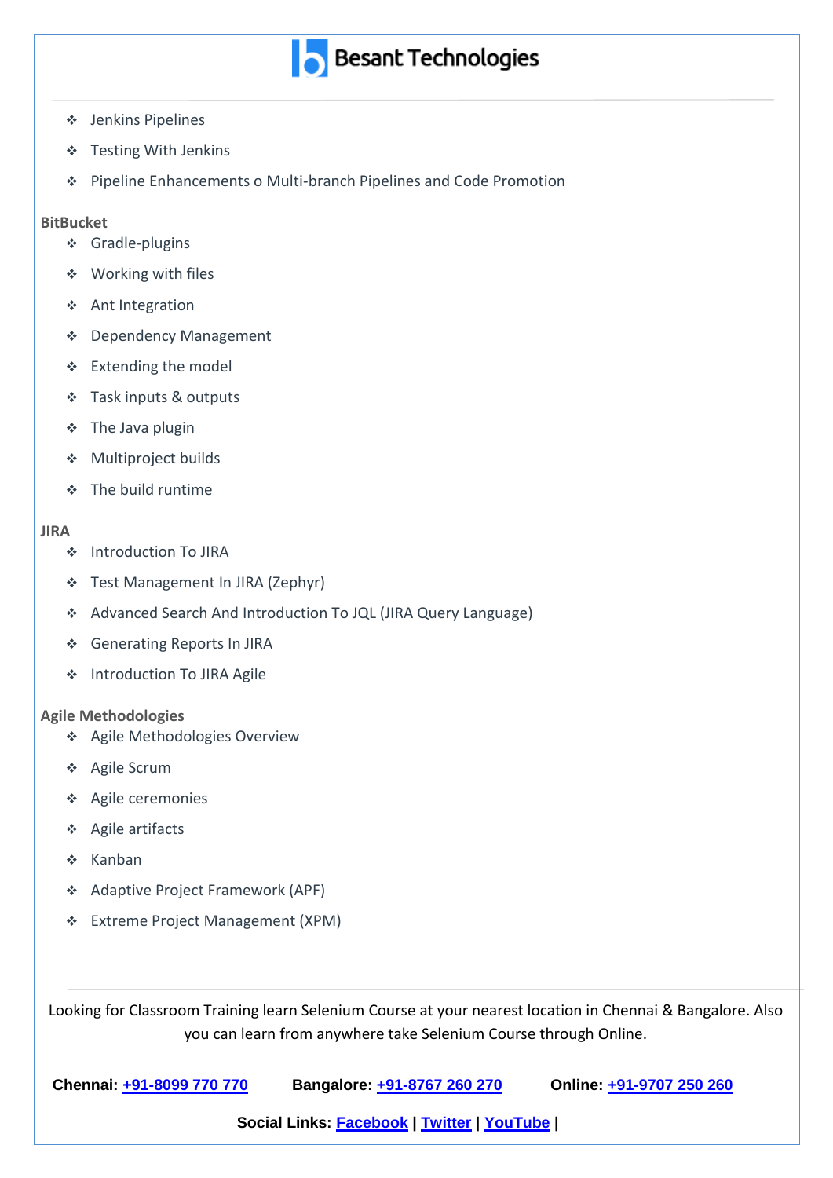- Jenkins Pipelines
- Testing With Jenkins
- Pipeline Enhancements o Multi-branch Pipelines and Code Promotion

**BitBucket**

- Gradle-plugins
- Working with files
- Ant Integration
- Dependency Management
- Extending the model
- Task inputs & outputs
- The Java plugin
- Multiproject builds
- The build runtime

**JIRA**

- Introduction To JIRA
- Test Management In JIRA (Zephyr)
- Advanced Search And Introduction To JQL (JIRA Query Language)
- Generating Reports In JIRA
- Introduction To JIRA Agile

**Agile Methodologies**

- Agile Methodologies Overview
- Agile Scrum
- Agile ceremonies
- Agile artifacts
- Kanban
- Adaptive Project Framework (APF)
- Extreme Project Management (XPM)

Looking for Classroom Training learn Selenium Course at your nearest location in Chennai & Bangalore. Also you can learn from anywhere take Selenium Course through Online.

**Chennai:** +91-8099 770 770 **Bangalore:** +91-8767 260 270 **Online:** +91-9707 250 260

**Social Links:** Facebook | Twitter | YouTube |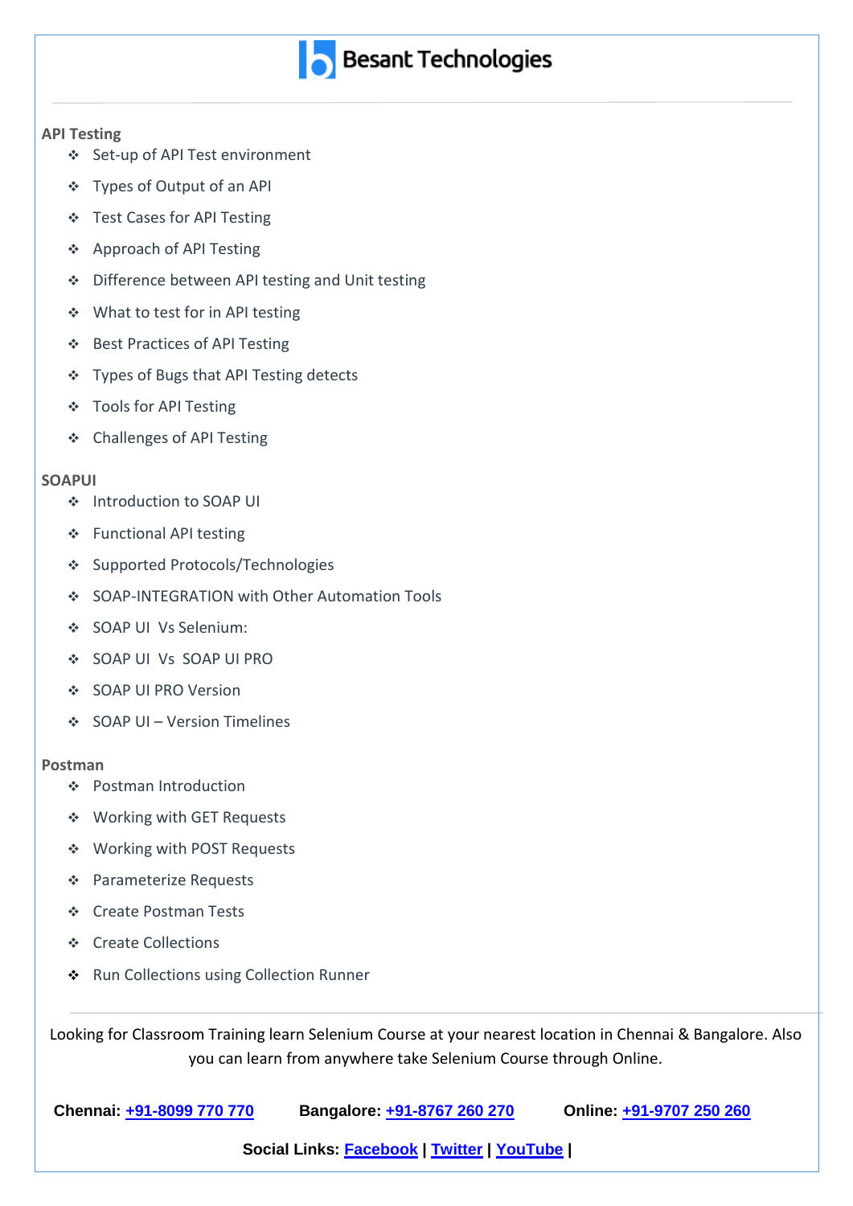**API Testing**

- Set-up of API Test environment
- Types of Output of an API
- Test Cases for API Testing
- Approach of API Testing
- Difference between API testing and Unit testing
- What to test for in API testing
- Best Practices of API Testing
- Types of Bugs that API Testing detects
- Tools for API Testing
- Challenges of API Testing

**SOAPUI**

- Introduction to SOAP UI
- Functional API testing
- Supported Protocols/Technologies
- SOAP-INTEGRATION with Other Automation Tools
- SOAP UI Vs Selenium:
- SOAP UI Vs SOAP UI PRO
- SOAP UI PRO Version
- SOAP UI – Version Timelines

**Postman**

- Postman Introduction
- Working with GET Requests
- Working with POST Requests
- Parameterize Requests
- Create Postman Tests
- Create Collections
- Run Collections using Collection Runner

Looking for Classroom Training learn Selenium Course at your nearest location in Chennai & Bangalore. Also you can learn from anywhere take Selenium Course through Online.

**Chennai: +91-8099 770 770** **Bangalore: +91-8767 260 270** **Online: +91-9707 250 260**

**Social Links: Facebook | Twitter | YouTube |**